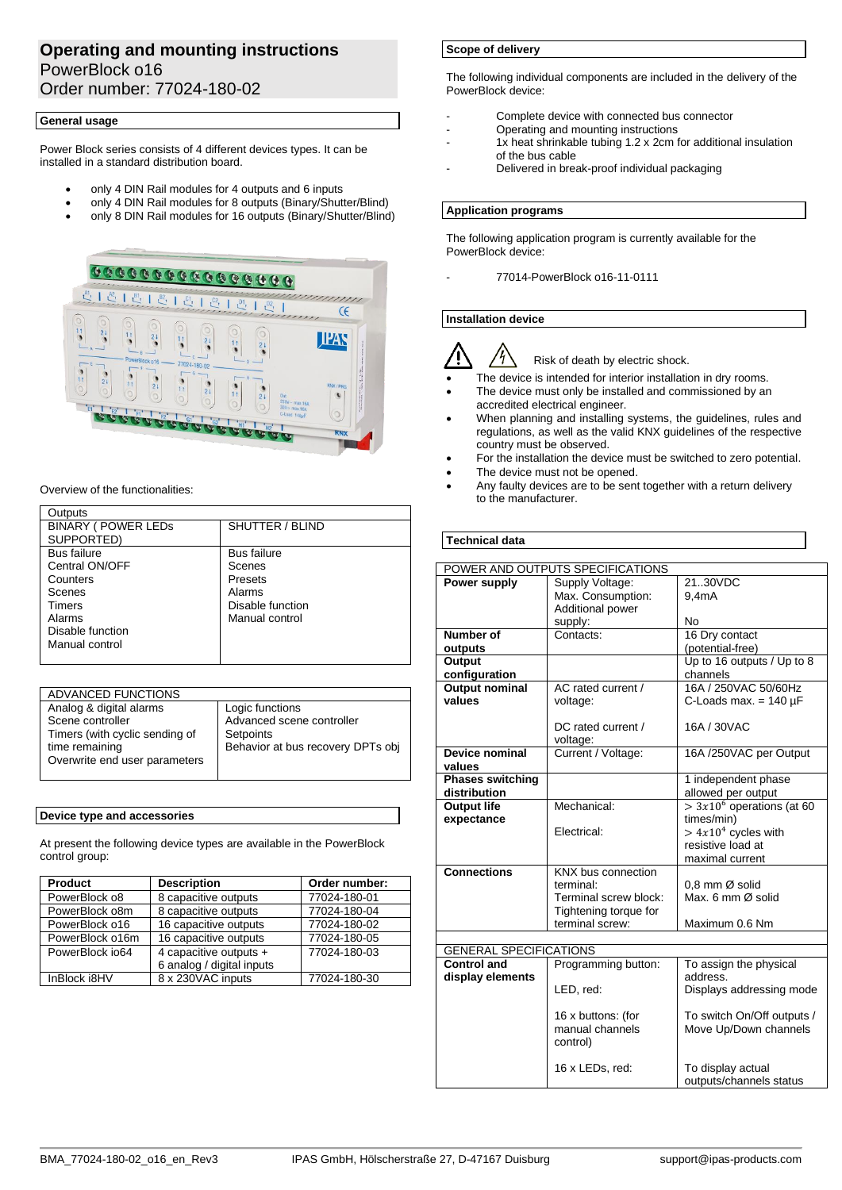# Operating and mounting instructions
PowerBlock o16
Order number: 77024-180-02

## General usage

Power Block series consists of 4 different devices types. It can be installed in a standard distribution board.

- only 4 DIN Rail modules for 4 outputs and 6 inputs
- only 4 DIN Rail modules for 8 outputs (Binary/Shutter/Blind)
- only 8 DIN Rail modules for 16 outputs (Binary/Shutter/Blind)

Overview of the functionalities:

| Outputs | |
|---|---|
| BINARY ( POWER LEDs SUPPORTED) | SHUTTER / BLIND |
| Bus failure<br>Central ON/OFF<br>Counters<br>Scenes<br>Timers<br>Alarms<br>Disable function<br>Manual control | Bus failure<br>Scenes<br>Presets<br>Alarms<br>Disable function<br>Manual control |

| ADVANCED FUNCTIONS | |
|---|---|
| Analog & digital alarms<br>Scene controller<br>Timers (with cyclic sending of time remaining<br>Overwrite end user parameters | Logic functions<br>Advanced scene controller<br>Setpoints<br>Behavior at bus recovery DPTs obj |

## Device type and accessories

At present the following device types are available in the PowerBlock control group:

| Product | Description | Order number: |
|---|---|---|
| PowerBlock o8 | 8 capacitive outputs | 77024-180-01 |
| PowerBlock o8m | 8 capacitive outputs | 77024-180-04 |
| PowerBlock o16 | 16 capacitive outputs | 77024-180-02 |
| PowerBlock o16m | 16 capacitive outputs | 77024-180-05 |
| PowerBlock io64 | 4 capacitive outputs + 6 analog / digital inputs | 77024-180-03 |
| InBlock i8HV | 8 x 230VAC inputs | 77024-180-30 |

## Scope of delivery

The following individual components are included in the delivery of the PowerBlock device:

- Complete device with connected bus connector
- Operating and mounting instructions
- 1x heat shrinkable tubing 1.2 x 2cm for additional insulation of the bus cable
- Delivered in break-proof individual packaging

## Application programs

The following application program is currently available for the PowerBlock device:

- 77014-PowerBlock o16-11-0111

## Installation device

Risk of death by electric shock.

- The device is intended for interior installation in dry rooms.
- The device must only be installed and commissioned by an accredited electrical engineer.
- When planning and installing systems, the guidelines, rules and regulations, as well as the valid KNX guidelines of the respective country must be observed.
- For the installation the device must be switched to zero potential.
- The device must not be opened.
- Any faulty devices are to be sent together with a return delivery to the manufacturer.

## Technical data

| POWER AND OUTPUTS SPECIFICATIONS | | |
|---|---|---|
| **Power supply** | Supply Voltage:<br>Max. Consumption:<br>Additional power supply: | 21..30VDC<br>9,4mA<br>No |
| **Number of outputs** | Contacts: | 16 Dry contact (potential-free) |
| **Output configuration** | | Up to 16 outputs / Up to 8 channels |
| **Output nominal values** | AC rated current / voltage:<br>DC rated current / voltage: | 16A / 250VAC 50/60Hz<br>C-Loads max. = 140 µF<br>16A / 30VAC |
| **Device nominal values** | Current / Voltage: | 16A /250VAC per Output |
| **Phases switching distribution** | | 1 independent phase allowed per output |
| **Output life expectance** | Mechanical:<br>Electrical: | $> 3x10^6$ operations (at 60 times/min)<br>$> 4x10^4$ cycles with resistive load at maximal current |
| **Connections** | KNX bus connection terminal:<br>Terminal screw block:<br>Tightening torque for terminal screw: | 0,8 mm Ø solid<br>Max. 6 mm Ø solid<br>Maximum 0.6 Nm |
| GENERAL SPECIFICATIONS | | |
| **Control and display elements** | Programming button:<br>LED, red:<br>16 x buttons: (for manual channels control)<br>16 x LEDs, red: | To assign the physical address.<br>Displays addressing mode<br>To switch On/Off outputs / Move Up/Down channels<br>To display actual outputs/channels status |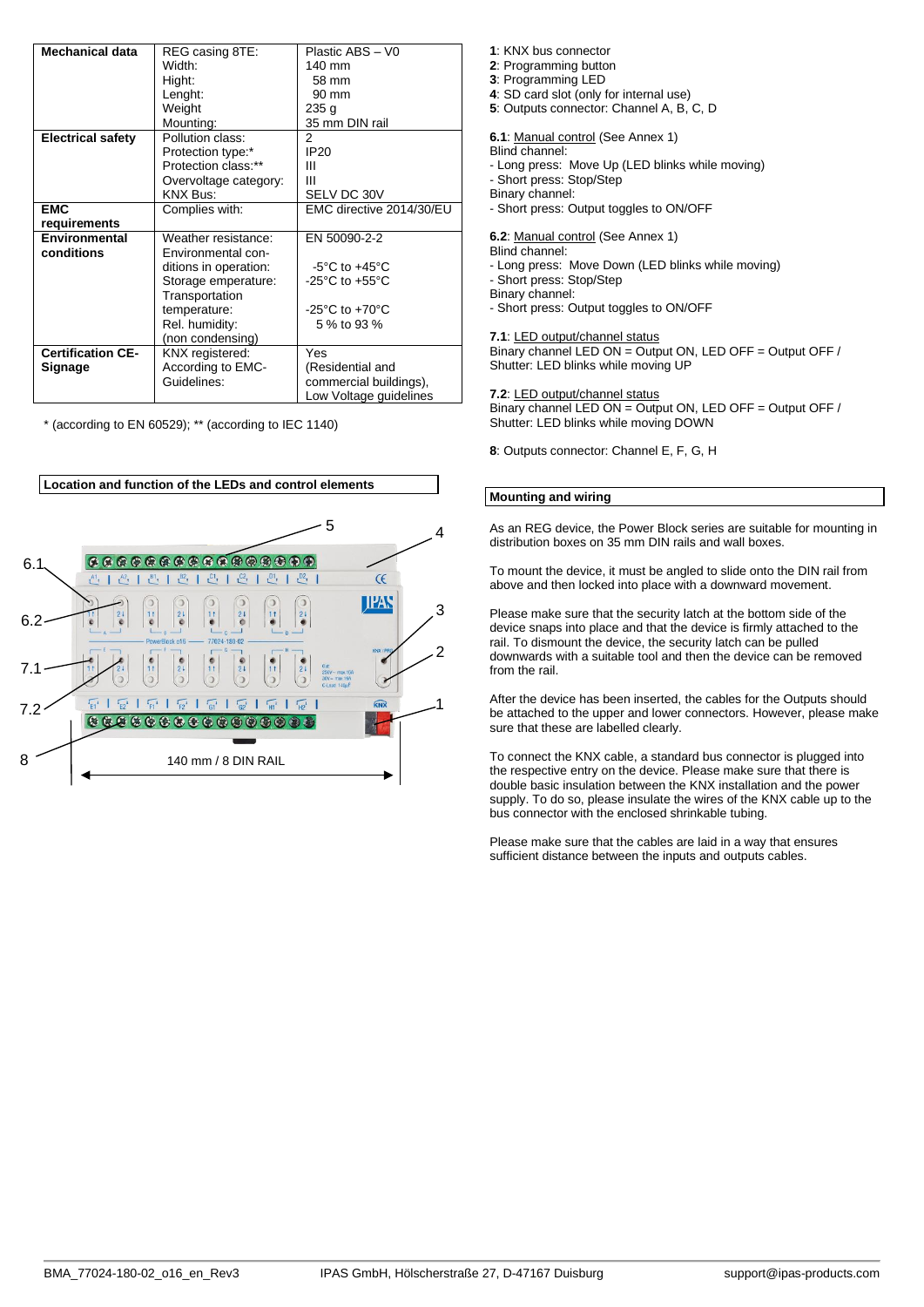| Mechanical data | REG casing 8TE: | Plastic ABS – V0 |
|---|---|---|
| | Width: | 140 mm |
| | Hight: | 58 mm |
| | Lenght: | 90 mm |
| | Weight | 235 g |
| | Mounting: | 35 mm DIN rail |
| Electrical safety | Pollution class: | 2 |
| | Protection type:* | IP20 |
| | Protection class:** | III |
| | Overvoltage category: | III |
| | KNX Bus: | SELV DC 30V |
| EMC requirements | Complies with: | EMC directive 2014/30/EU |
| Environmental conditions | Weather resistance: | EN 50090-2-2 |
| | Environmental conditions in operation: | -5°C to +45°C |
| | Storage emperature: | -25°C to +55°C |
| | Transportation temperature: | -25°C to +70°C |
| | Rel. humidity: (non condensing) | 5 % to 93 % |
| Certification CE-Signage | KNX registered: | Yes |
| | According to EMC-Guidelines: | (Residential and commercial buildings), Low Voltage guidelines |

\* (according to EN 60529); ** (according to IEC 1140)

## Location and function of the LEDs and control elements

140 mm / 8 DIN RAIL

**1**: KNX bus connector
**2**: Programming button
**3**: Programming LED
**4**: SD card slot (only for internal use)
**5**: Outputs connector: Channel A, B, C, D

**6.1**: Manual control (See Annex 1)
Blind channel:
- Long press: Move Up (LED blinks while moving)
- Short press: Stop/Step
Binary channel:
- Short press: Output toggles to ON/OFF

**6.2**: Manual control (See Annex 1)
Blind channel:
- Long press: Move Down (LED blinks while moving)
- Short press: Stop/Step
Binary channel:
- Short press: Output toggles to ON/OFF

**7.1**: LED output/channel status
Binary channel LED ON = Output ON, LED OFF = Output OFF / Shutter: LED blinks while moving UP

**7.2**: LED output/channel status
Binary channel LED ON = Output ON, LED OFF = Output OFF / Shutter: LED blinks while moving DOWN

**8**: Outputs connector: Channel E, F, G, H

## Mounting and wiring

As an REG device, the Power Block series are suitable for mounting in distribution boxes on 35 mm DIN rails and wall boxes.

To mount the device, it must be angled to slide onto the DIN rail from above and then locked into place with a downward movement.

Please make sure that the security latch at the bottom side of the device snaps into place and that the device is firmly attached to the rail. To dismount the device, the security latch can be pulled downwards with a suitable tool and then the device can be removed from the rail.

After the device has been inserted, the cables for the Outputs should be attached to the upper and lower connectors. However, please make sure that these are labelled clearly.

To connect the KNX cable, a standard bus connector is plugged into the respective entry on the device. Please make sure that there is double basic insulation between the KNX installation and the power supply. To do so, please insulate the wires of the KNX cable up to the bus connector with the enclosed shrinkable tubing.

Please make sure that the cables are laid in a way that ensures sufficient distance between the inputs and outputs cables.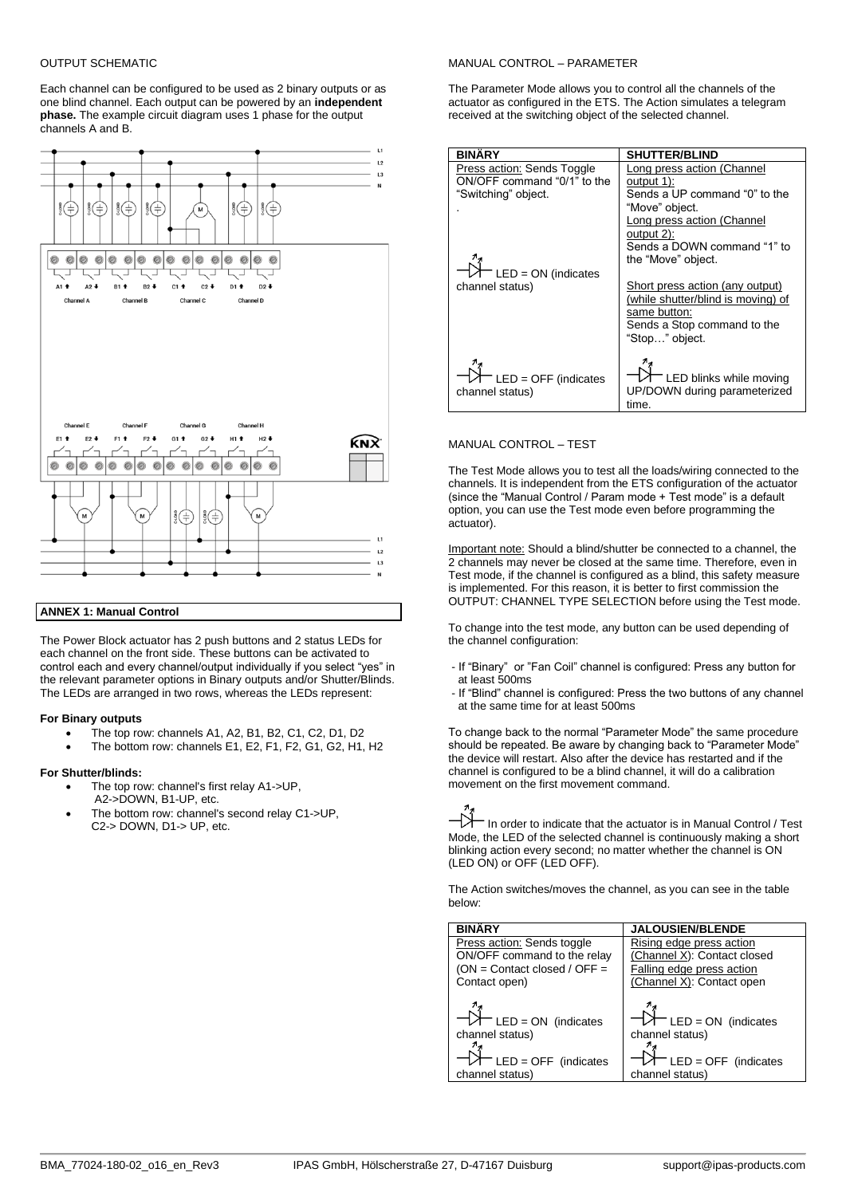## OUTPUT SCHEMATIC

Each channel can be configured to be used as 2 binary outputs or as one blind channel. Each output can be powered by an **independent phase.** The example circuit diagram uses 1 phase for the output channels A and B.

L1
L2
L3
N

A1 ⬆ A2 ⬇ B1 ⬆ B2 ⬇ C1 ⬆ C2 ⬇ D1 ⬆ D2 ⬇
Channel A Channel B Channel C Channel D

Channel E Channel F Channel G Channel H
E1 ⬆ E2 ⬇ F1 ⬆ F2 ⬇ G1 ⬆ G2 ⬇ H1 ⬆ H2 ⬇

KNX

M

L1
L2
L3
N

**ANNEX 1: Manual Control**

The Power Block actuator has 2 push buttons and 2 status LEDs for each channel on the front side. These buttons can be activated to control each and every channel/output individually if you select "yes" in the relevant parameter options in Binary outputs and/or Shutter/Blinds. The LEDs are arranged in two rows, whereas the LEDs represent:

**For Binary outputs**

- The top row: channels A1, A2, B1, B2, C1, C2, D1, D2
- The bottom row: channels E1, E2, F1, F2, G1, G2, H1, H2

**For Shutter/blinds:**

- The top row: channel's first relay A1->UP, A2->DOWN, B1-UP, etc.
- The bottom row: channel's second relay C1->UP, C2-> DOWN, D1-> UP, etc.

## MANUAL CONTROL – PARAMETER

The Parameter Mode allows you to control all the channels of the actuator as configured in the ETS. The Action simulates a telegram received at the switching object of the selected channel.

| BINÄRY | SHUTTER/BLIND |
|---|---|
| Press action: Sends Toggle ON/OFF command "0/1" to the "Switching" object.<br>.<br>LED = ON (indicates channel status) | Long press action (Channel output 1):<br>Sends a UP command "0" to the "Move" object.<br>Long press action (Channel output 2):<br>Sends a DOWN command "1" to the "Move" object.<br>Short press action (any output) (while shutter/blind is moving) of same button:<br>Sends a Stop command to the "Stop…" object. |
| LED = OFF (indicates channel status) | LED blinks while moving UP/DOWN during parameterized time. |

## MANUAL CONTROL – TEST

The Test Mode allows you to test all the loads/wiring connected to the channels. It is independent from the ETS configuration of the actuator (since the "Manual Control / Param mode + Test mode" is a default option, you can use the Test mode even before programming the actuator).

Important note: Should a blind/shutter be connected to a channel, the 2 channels may never be closed at the same time. Therefore, even in Test mode, if the channel is configured as a blind, this safety measure is implemented. For this reason, it is better to first commission the OUTPUT: CHANNEL TYPE SELECTION before using the Test mode.

To change into the test mode, any button can be used depending of the channel configuration:

- If "Binary" or "Fan Coil" channel is configured: Press any button for at least 500ms
- If "Blind" channel is configured: Press the two buttons of any channel at the same time for at least 500ms

To change back to the normal "Parameter Mode" the same procedure should be repeated. Be aware by changing back to "Parameter Mode" the device will restart. Also after the device has restarted and if the channel is configured to be a blind channel, it will do a calibration movement on the first movement command.

In order to indicate that the actuator is in Manual Control / Test Mode, the LED of the selected channel is continuously making a short blinking action every second; no matter whether the channel is ON (LED ON) or OFF (LED OFF).

The Action switches/moves the channel, as you can see in the table below:

| BINÄRY | JALOUSIEN/BLENDE |
|---|---|
| Press action: Sends toggle ON/OFF command to the relay (ON = Contact closed / OFF = Contact open) | Rising edge press action (Channel X): Contact closed<br>Falling edge press action (Channel X): Contact open |
| LED = ON (indicates channel status)<br>LED = OFF (indicates channel status) | LED = ON (indicates channel status)<br>LED = OFF (indicates channel status) |

BMA_77024-180-02_o16_en_Rev3 IPAS GmbH, Hölscherstraße 27, D-47167 Duisburg support@ipas-products.com